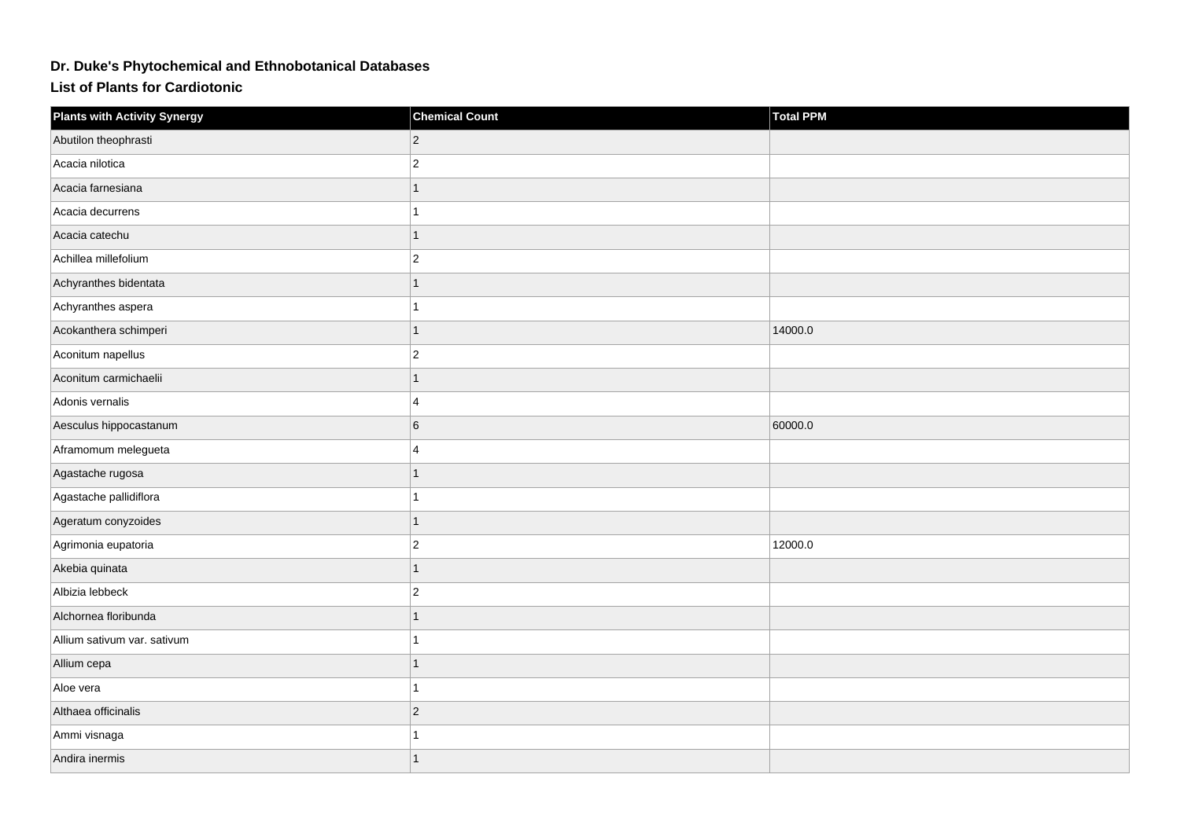# Dr. Duke's Phytochemical and Ethnobotanical Databases

## List of Plants for Cardiotonic

| Plants with Activity Synergy | Chemical Count | Total PPM |
|---|---|---|
| Abutilon theophrasti | 2 | |
| Acacia nilotica | 2 | |
| Acacia farnesiana | 1 | |
| Acacia decurrens | 1 | |
| Acacia catechu | 1 | |
| Achillea millefolium | 2 | |
| Achyranthes bidentata | 1 | |
| Achyranthes aspera | 1 | |
| Acokanthera schimperi | 1 | 14000.0 |
| Aconitum napellus | 2 | |
| Aconitum carmichaelii | 1 | |
| Adonis vernalis | 4 | |
| Aesculus hippocastanum | 6 | 60000.0 |
| Aframomum melegueta | 4 | |
| Agastache rugosa | 1 | |
| Agastache pallidiflora | 1 | |
| Ageratum conyzoides | 1 | |
| Agrimonia eupatoria | 2 | 12000.0 |
| Akebia quinata | 1 | |
| Albizia lebbeck | 2 | |
| Alchornea floribunda | 1 | |
| Allium sativum var. sativum | 1 | |
| Allium cepa | 1 | |
| Aloe vera | 1 | |
| Althaea officinalis | 2 | |
| Ammi visnaga | 1 | |
| Andira inermis | 1 | |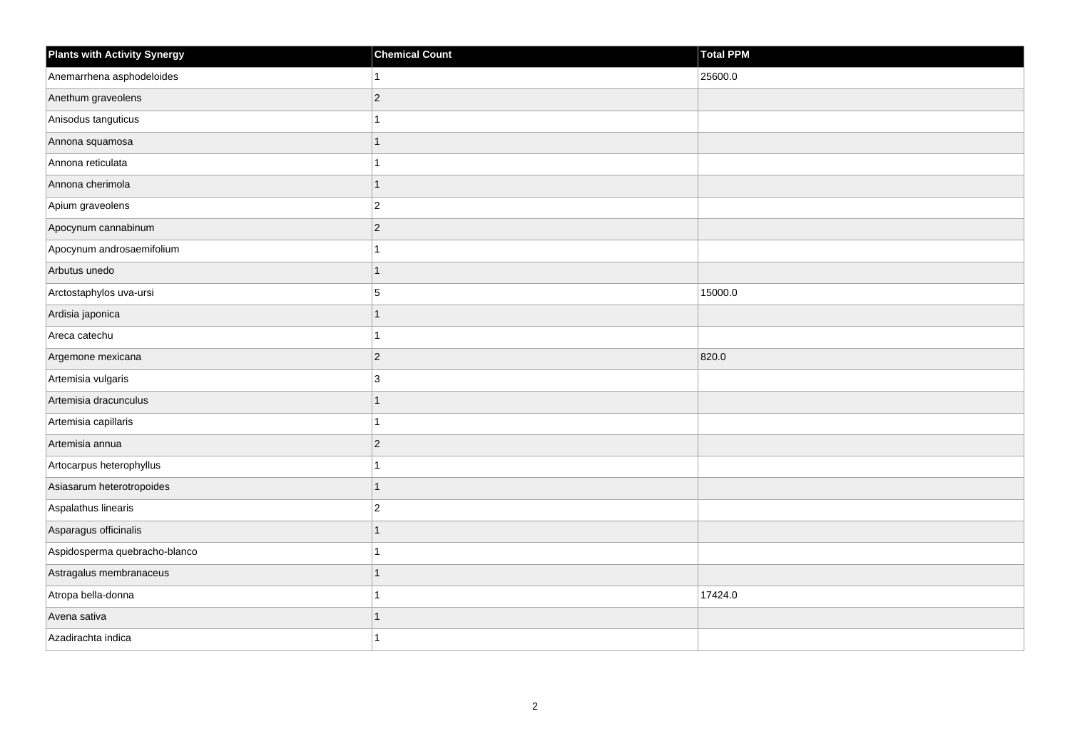| Plants with Activity Synergy | Chemical Count | Total PPM |
| --- | --- | --- |
| Anemarrhena asphodeloides | 1 | 25600.0 |
| Anethum graveolens | 2 | |
| Anisodus tanguticus | 1 | |
| Annona squamosa | 1 | |
| Annona reticulata | 1 | |
| Annona cherimola | 1 | |
| Apium graveolens | 2 | |
| Apocynum cannabinum | 2 | |
| Apocynum androsaemifolium | 1 | |
| Arbutus unedo | 1 | |
| Arctostaphylos uva-ursi | 5 | 15000.0 |
| Ardisia japonica | 1 | |
| Areca catechu | 1 | |
| Argemone mexicana | 2 | 820.0 |
| Artemisia vulgaris | 3 | |
| Artemisia dracunculus | 1 | |
| Artemisia capillaris | 1 | |
| Artemisia annua | 2 | |
| Artocarpus heterophyllus | 1 | |
| Asiasarum heterotropoides | 1 | |
| Aspalathus linearis | 2 | |
| Asparagus officinalis | 1 | |
| Aspidosperma quebracho-blanco | 1 | |
| Astragalus membranaceus | 1 | |
| Atropa bella-donna | 1 | 17424.0 |
| Avena sativa | 1 | |
| Azadirachta indica | 1 | |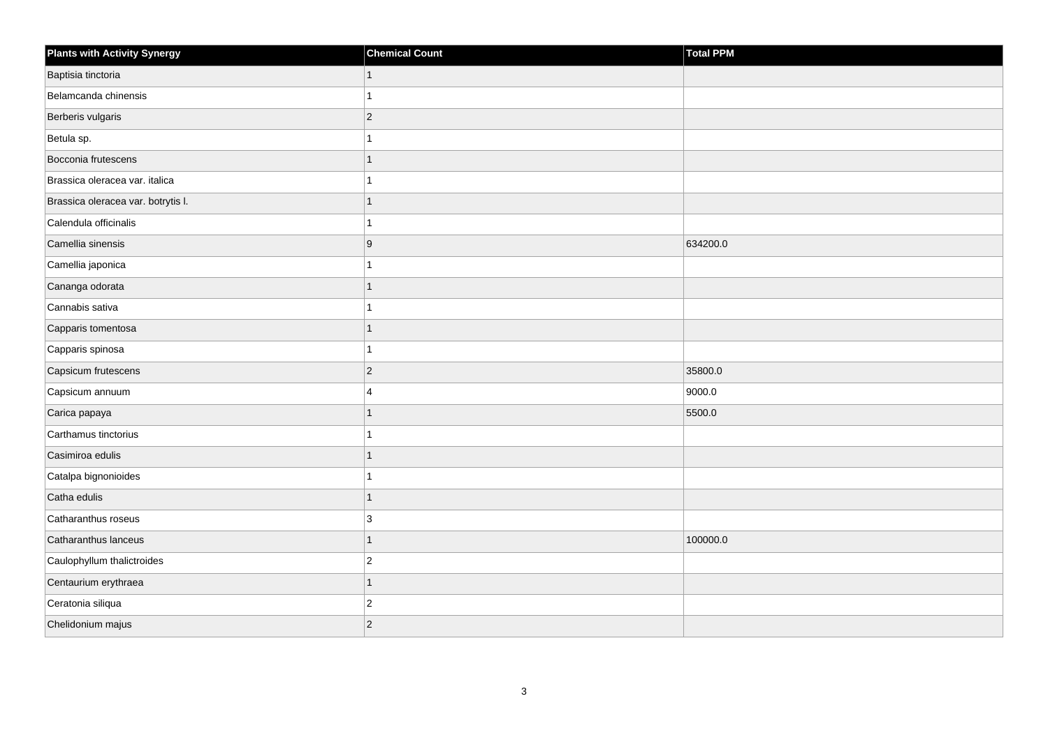| Plants with Activity Synergy | Chemical Count | Total PPM |
|---|---|---|
| Baptisia tinctoria | 1 | |
| Belamcanda chinensis | 1 | |
| Berberis vulgaris | 2 | |
| Betula sp. | 1 | |
| Bocconia frutescens | 1 | |
| Brassica oleracea var. italica | 1 | |
| Brassica oleracea var. botrytis l. | 1 | |
| Calendula officinalis | 1 | |
| Camellia sinensis | 9 | 634200.0 |
| Camellia japonica | 1 | |
| Cananga odorata | 1 | |
| Cannabis sativa | 1 | |
| Capparis tomentosa | 1 | |
| Capparis spinosa | 1 | |
| Capsicum frutescens | 2 | 35800.0 |
| Capsicum annuum | 4 | 9000.0 |
| Carica papaya | 1 | 5500.0 |
| Carthamus tinctorius | 1 | |
| Casimiroa edulis | 1 | |
| Catalpa bignonioides | 1 | |
| Catha edulis | 1 | |
| Catharanthus roseus | 3 | |
| Catharanthus lanceus | 1 | 100000.0 |
| Caulophyllum thalictroides | 2 | |
| Centaurium erythraea | 1 | |
| Ceratonia siliqua | 2 | |
| Chelidonium majus | 2 | |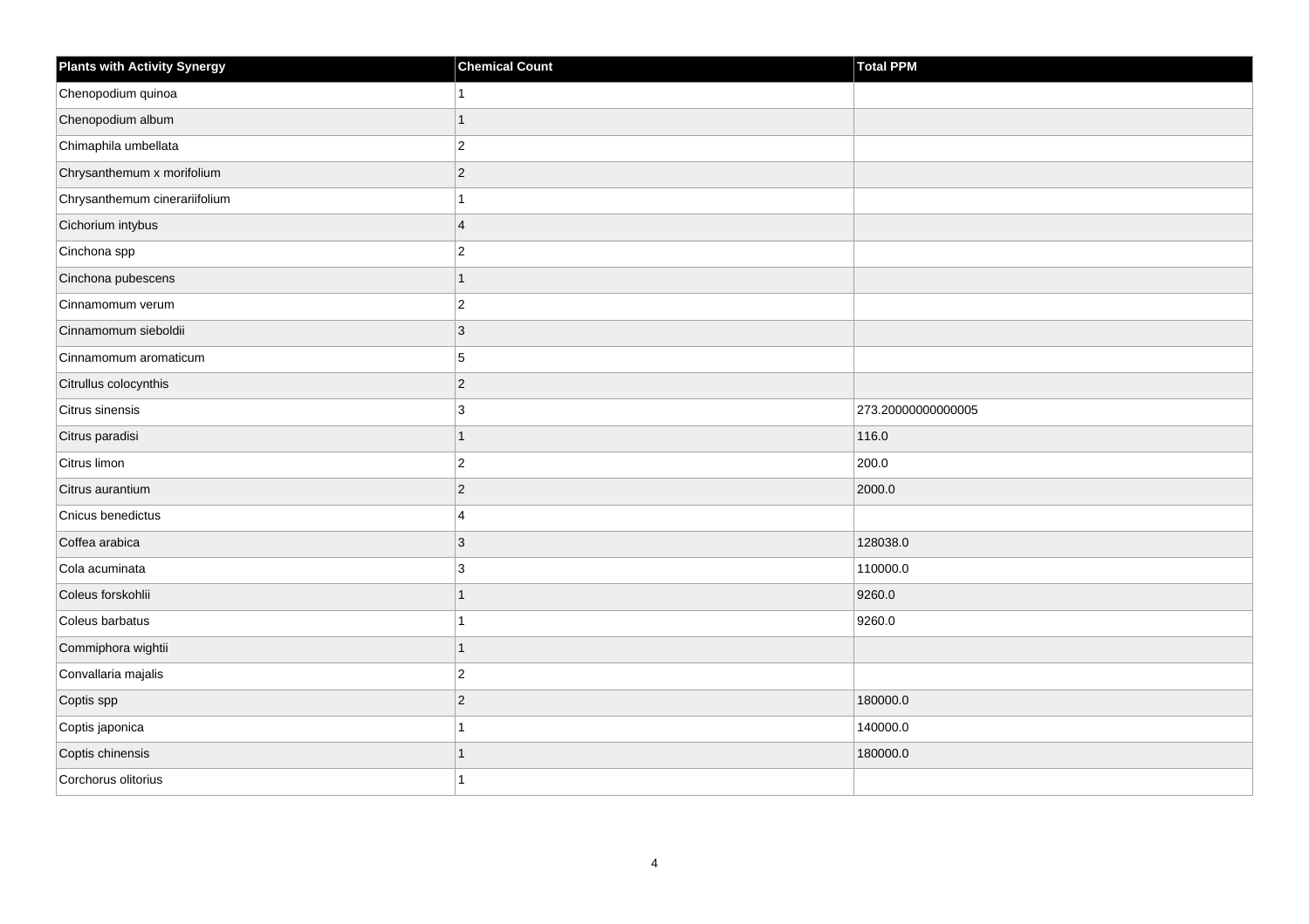| Plants with Activity Synergy | Chemical Count | Total PPM |
| --- | --- | --- |
| Chenopodium quinoa | 1 | |
| Chenopodium album | 1 | |
| Chimaphila umbellata | 2 | |
| Chrysanthemum x morifolium | 2 | |
| Chrysanthemum cinerariifolium | 1 | |
| Cichorium intybus | 4 | |
| Cinchona spp | 2 | |
| Cinchona pubescens | 1 | |
| Cinnamomum verum | 2 | |
| Cinnamomum sieboldii | 3 | |
| Cinnamomum aromaticum | 5 | |
| Citrullus colocynthis | 2 | |
| Citrus sinensis | 3 | 273.20000000000005 |
| Citrus paradisi | 1 | 116.0 |
| Citrus limon | 2 | 200.0 |
| Citrus aurantium | 2 | 2000.0 |
| Cnicus benedictus | 4 | |
| Coffea arabica | 3 | 128038.0 |
| Cola acuminata | 3 | 110000.0 |
| Coleus forskohlii | 1 | 9260.0 |
| Coleus barbatus | 1 | 9260.0 |
| Commiphora wightii | 1 | |
| Convallaria majalis | 2 | |
| Coptis spp | 2 | 180000.0 |
| Coptis japonica | 1 | 140000.0 |
| Coptis chinensis | 1 | 180000.0 |
| Corchorus olitorius | 1 | |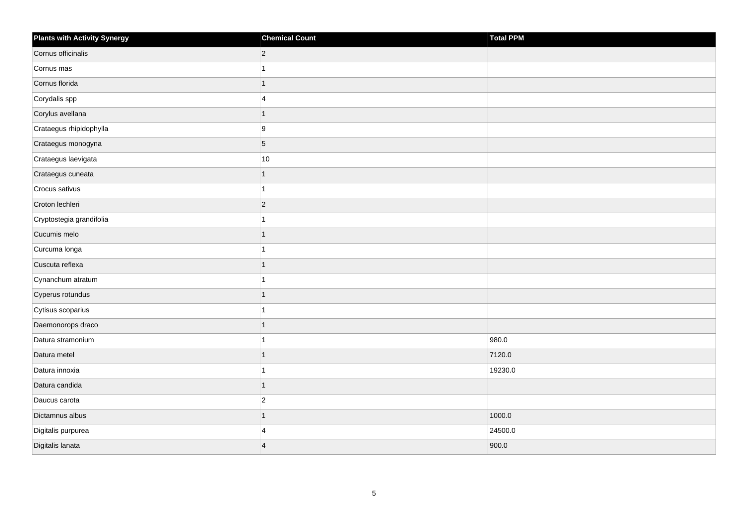| Plants with Activity Synergy | Chemical Count | Total PPM |
| --- | --- | --- |
| Cornus officinalis | 2 | |
| Cornus mas | 1 | |
| Cornus florida | 1 | |
| Corydalis spp | 4 | |
| Corylus avellana | 1 | |
| Crataegus rhipidophylla | 9 | |
| Crataegus monogyna | 5 | |
| Crataegus laevigata | 10 | |
| Crataegus cuneata | 1 | |
| Crocus sativus | 1 | |
| Croton lechleri | 2 | |
| Cryptostegia grandifolia | 1 | |
| Cucumis melo | 1 | |
| Curcuma longa | 1 | |
| Cuscuta reflexa | 1 | |
| Cynanchum atratum | 1 | |
| Cyperus rotundus | 1 | |
| Cytisus scoparius | 1 | |
| Daemonorops draco | 1 | |
| Datura stramonium | 1 | 980.0 |
| Datura metel | 1 | 7120.0 |
| Datura innoxia | 1 | 19230.0 |
| Datura candida | 1 | |
| Daucus carota | 2 | |
| Dictamnus albus | 1 | 1000.0 |
| Digitalis purpurea | 4 | 24500.0 |
| Digitalis lanata | 4 | 900.0 |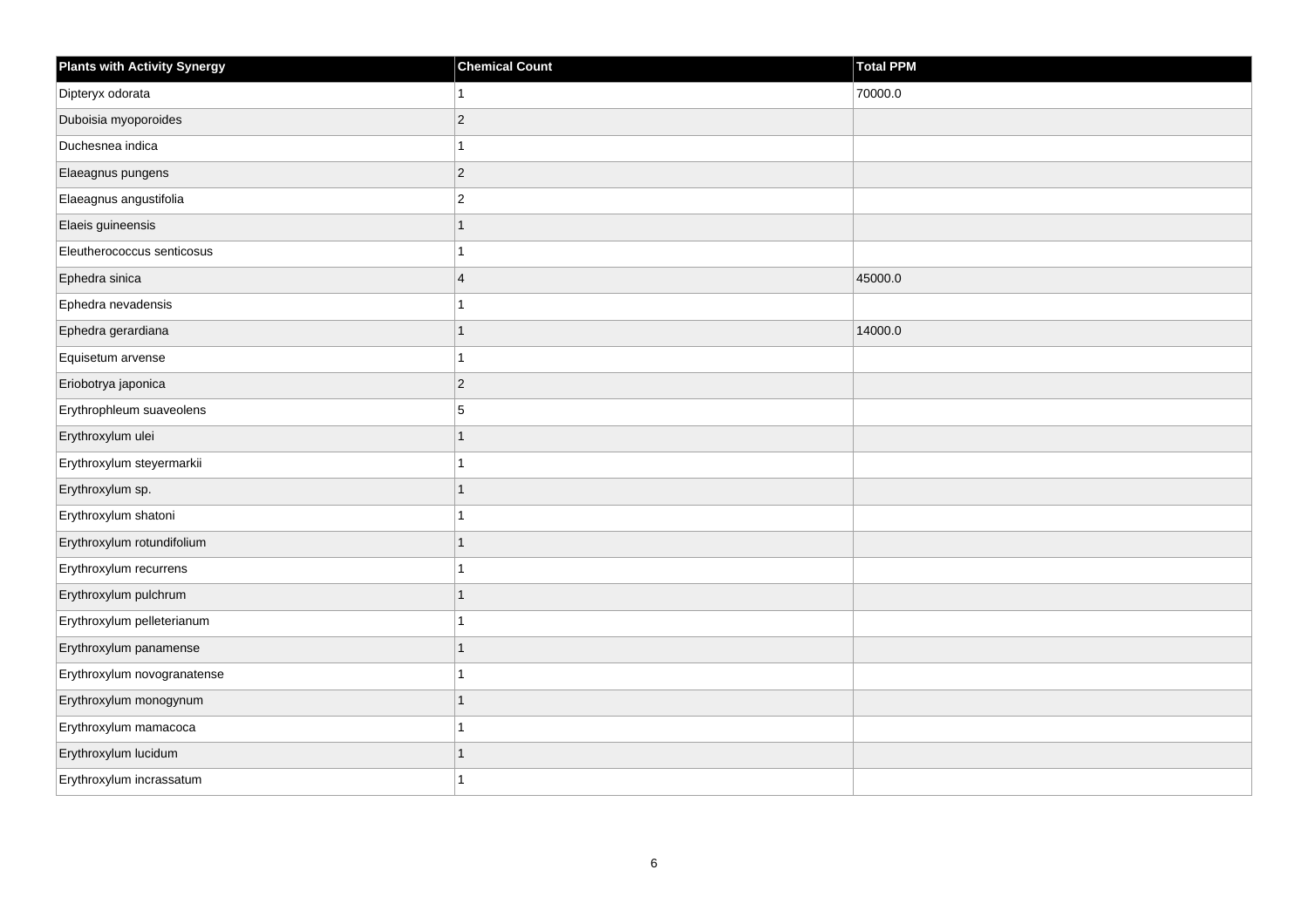| Plants with Activity Synergy | Chemical Count | Total PPM |
| --- | --- | --- |
| Dipteryx odorata | 1 | 70000.0 |
| Duboisia myoporoides | 2 | |
| Duchesnea indica | 1 | |
| Elaeagnus pungens | 2 | |
| Elaeagnus angustifolia | 2 | |
| Elaeis guineensis | 1 | |
| Eleutherococcus senticosus | 1 | |
| Ephedra sinica | 4 | 45000.0 |
| Ephedra nevadensis | 1 | |
| Ephedra gerardiana | 1 | 14000.0 |
| Equisetum arvense | 1 | |
| Eriobotrya japonica | 2 | |
| Erythrophleum suaveolens | 5 | |
| Erythroxylum ulei | 1 | |
| Erythroxylum steyermarkii | 1 | |
| Erythroxylum sp. | 1 | |
| Erythroxylum shatoni | 1 | |
| Erythroxylum rotundifolium | 1 | |
| Erythroxylum recurrens | 1 | |
| Erythroxylum pulchrum | 1 | |
| Erythroxylum pelleterianum | 1 | |
| Erythroxylum panamense | 1 | |
| Erythroxylum novogranatense | 1 | |
| Erythroxylum monogynum | 1 | |
| Erythroxylum mamacoca | 1 | |
| Erythroxylum lucidum | 1 | |
| Erythroxylum incrassatum | 1 | |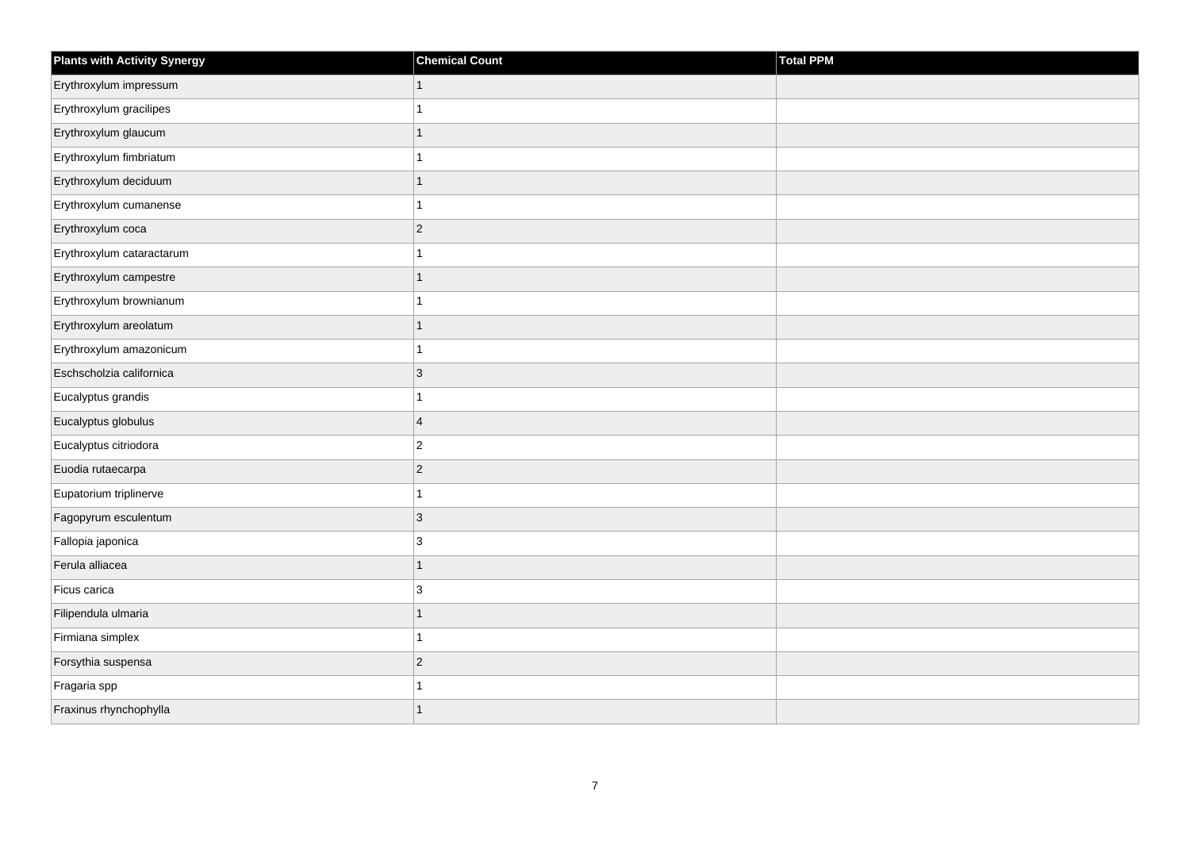| Plants with Activity Synergy | Chemical Count | Total PPM |
| --- | --- | --- |
| Erythroxylum impressum | 1 | |
| Erythroxylum gracilipes | 1 | |
| Erythroxylum glaucum | 1 | |
| Erythroxylum fimbriatum | 1 | |
| Erythroxylum deciduum | 1 | |
| Erythroxylum cumanense | 1 | |
| Erythroxylum coca | 2 | |
| Erythroxylum cataractarum | 1 | |
| Erythroxylum campestre | 1 | |
| Erythroxylum brownianum | 1 | |
| Erythroxylum areolatum | 1 | |
| Erythroxylum amazonicum | 1 | |
| Eschscholzia californica | 3 | |
| Eucalyptus grandis | 1 | |
| Eucalyptus globulus | 4 | |
| Eucalyptus citriodora | 2 | |
| Euodia rutaecarpa | 2 | |
| Eupatorium triplinerve | 1 | |
| Fagopyrum esculentum | 3 | |
| Fallopia japonica | 3 | |
| Ferula alliacea | 1 | |
| Ficus carica | 3 | |
| Filipendula ulmaria | 1 | |
| Firmiana simplex | 1 | |
| Forsythia suspensa | 2 | |
| Fragaria spp | 1 | |
| Fraxinus rhynchophylla | 1 | |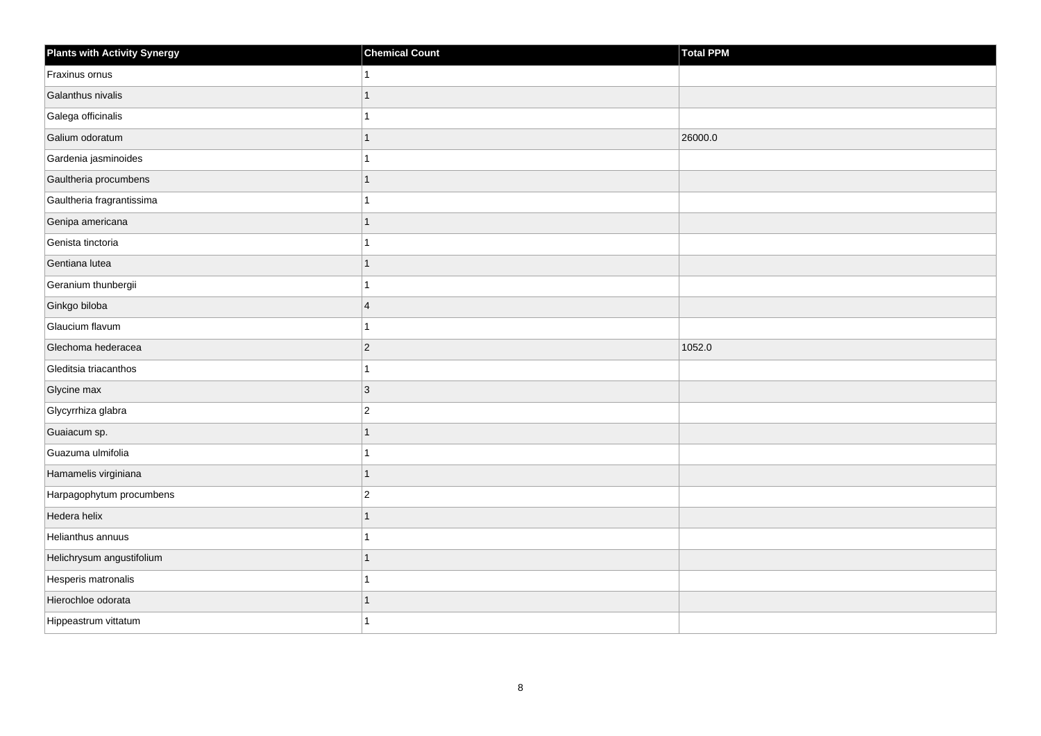| Plants with Activity Synergy | Chemical Count | Total PPM |
| --- | --- | --- |
| Fraxinus ornus | 1 | |
| Galanthus nivalis | 1 | |
| Galega officinalis | 1 | |
| Galium odoratum | 1 | 26000.0 |
| Gardenia jasminoides | 1 | |
| Gaultheria procumbens | 1 | |
| Gaultheria fragrantissima | 1 | |
| Genipa americana | 1 | |
| Genista tinctoria | 1 | |
| Gentiana lutea | 1 | |
| Geranium thunbergii | 1 | |
| Ginkgo biloba | 4 | |
| Glaucium flavum | 1 | |
| Glechoma hederacea | 2 | 1052.0 |
| Gleditsia triacanthos | 1 | |
| Glycine max | 3 | |
| Glycyrrhiza glabra | 2 | |
| Guaiacum sp. | 1 | |
| Guazuma ulmifolia | 1 | |
| Hamamelis virginiana | 1 | |
| Harpagophytum procumbens | 2 | |
| Hedera helix | 1 | |
| Helianthus annuus | 1 | |
| Helichrysum angustifolium | 1 | |
| Hesperis matronalis | 1 | |
| Hierochloe odorata | 1 | |
| Hippeastrum vittatum | 1 | |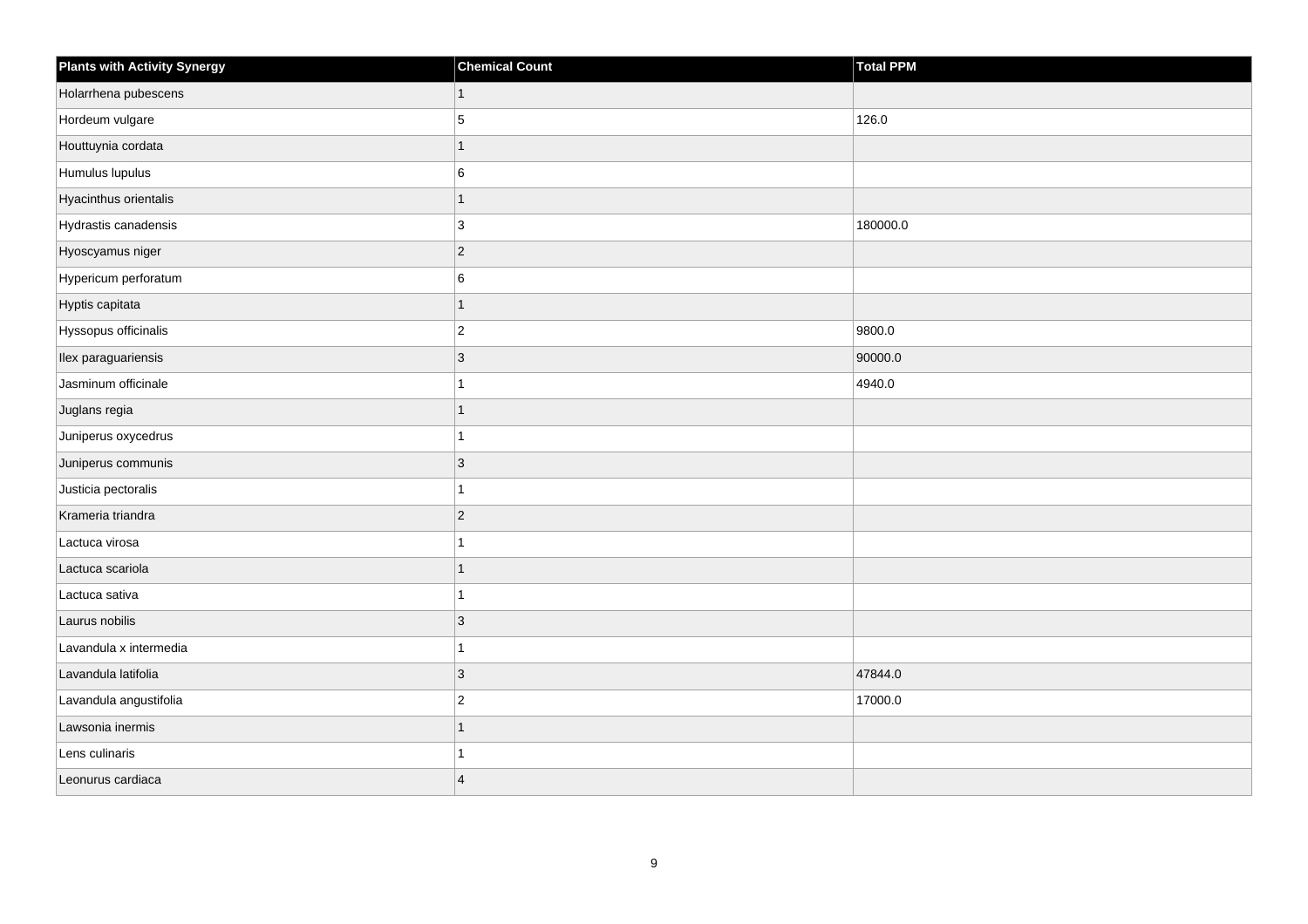| Plants with Activity Synergy | Chemical Count | Total PPM |
| --- | --- | --- |
| Holarrhena pubescens | 1 | |
| Hordeum vulgare | 5 | 126.0 |
| Houttuynia cordata | 1 | |
| Humulus lupulus | 6 | |
| Hyacinthus orientalis | 1 | |
| Hydrastis canadensis | 3 | 180000.0 |
| Hyoscyamus niger | 2 | |
| Hypericum perforatum | 6 | |
| Hyptis capitata | 1 | |
| Hyssopus officinalis | 2 | 9800.0 |
| Ilex paraguariensis | 3 | 90000.0 |
| Jasminum officinale | 1 | 4940.0 |
| Juglans regia | 1 | |
| Juniperus oxycedrus | 1 | |
| Juniperus communis | 3 | |
| Justicia pectoralis | 1 | |
| Krameria triandra | 2 | |
| Lactuca virosa | 1 | |
| Lactuca scariola | 1 | |
| Lactuca sativa | 1 | |
| Laurus nobilis | 3 | |
| Lavandula x intermedia | 1 | |
| Lavandula latifolia | 3 | 47844.0 |
| Lavandula angustifolia | 2 | 17000.0 |
| Lawsonia inermis | 1 | |
| Lens culinaris | 1 | |
| Leonurus cardiaca | 4 | |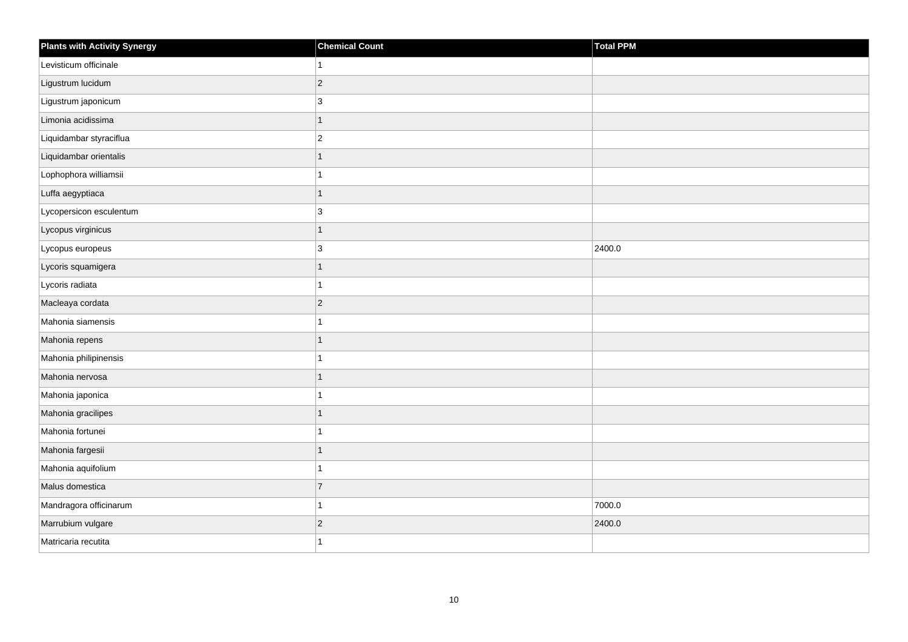| Plants with Activity Synergy | Chemical Count | Total PPM |
| --- | --- | --- |
| Levisticum officinale | 1 | |
| Ligustrum lucidum | 2 | |
| Ligustrum japonicum | 3 | |
| Limonia acidissima | 1 | |
| Liquidambar styraciflua | 2 | |
| Liquidambar orientalis | 1 | |
| Lophophora williamsii | 1 | |
| Luffa aegyptiaca | 1 | |
| Lycopersicon esculentum | 3 | |
| Lycopus virginicus | 1 | |
| Lycopus europeus | 3 | 2400.0 |
| Lycoris squamigera | 1 | |
| Lycoris radiata | 1 | |
| Macleaya cordata | 2 | |
| Mahonia siamensis | 1 | |
| Mahonia repens | 1 | |
| Mahonia philipinensis | 1 | |
| Mahonia nervosa | 1 | |
| Mahonia japonica | 1 | |
| Mahonia gracilipes | 1 | |
| Mahonia fortunei | 1 | |
| Mahonia fargesii | 1 | |
| Mahonia aquifolium | 1 | |
| Malus domestica | 7 | |
| Mandragora officinarum | 1 | 7000.0 |
| Marrubium vulgare | 2 | 2400.0 |
| Matricaria recutita | 1 | |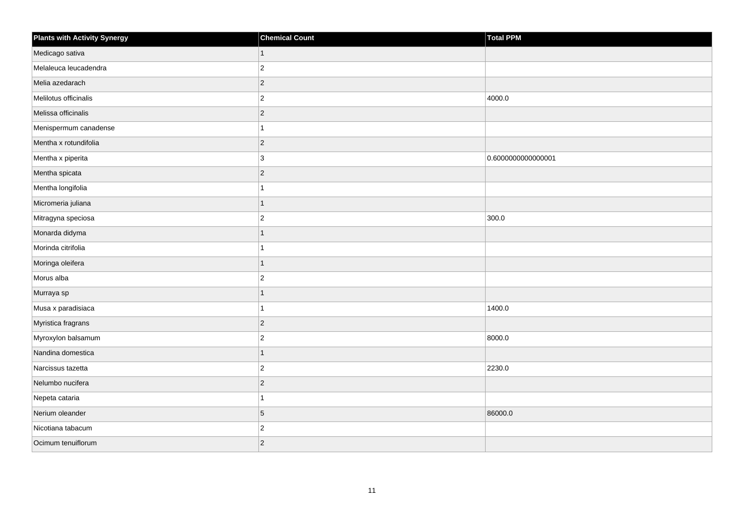| Plants with Activity Synergy | Chemical Count | Total PPM |
| --- | --- | --- |
| Medicago sativa | 1 | |
| Melaleuca leucadendra | 2 | |
| Melia azedarach | 2 | |
| Melilotus officinalis | 2 | 4000.0 |
| Melissa officinalis | 2 | |
| Menispermum canadense | 1 | |
| Mentha x rotundifolia | 2 | |
| Mentha x piperita | 3 | 0.6000000000000001 |
| Mentha spicata | 2 | |
| Mentha longifolia | 1 | |
| Micromeria juliana | 1 | |
| Mitragyna speciosa | 2 | 300.0 |
| Monarda didyma | 1 | |
| Morinda citrifolia | 1 | |
| Moringa oleifera | 1 | |
| Morus alba | 2 | |
| Murraya sp | 1 | |
| Musa x paradisiaca | 1 | 1400.0 |
| Myristica fragrans | 2 | |
| Myroxylon balsamum | 2 | 8000.0 |
| Nandina domestica | 1 | |
| Narcissus tazetta | 2 | 2230.0 |
| Nelumbo nucifera | 2 | |
| Nepeta cataria | 1 | |
| Nerium oleander | 5 | 86000.0 |
| Nicotiana tabacum | 2 | |
| Ocimum tenuiflorum | 2 | |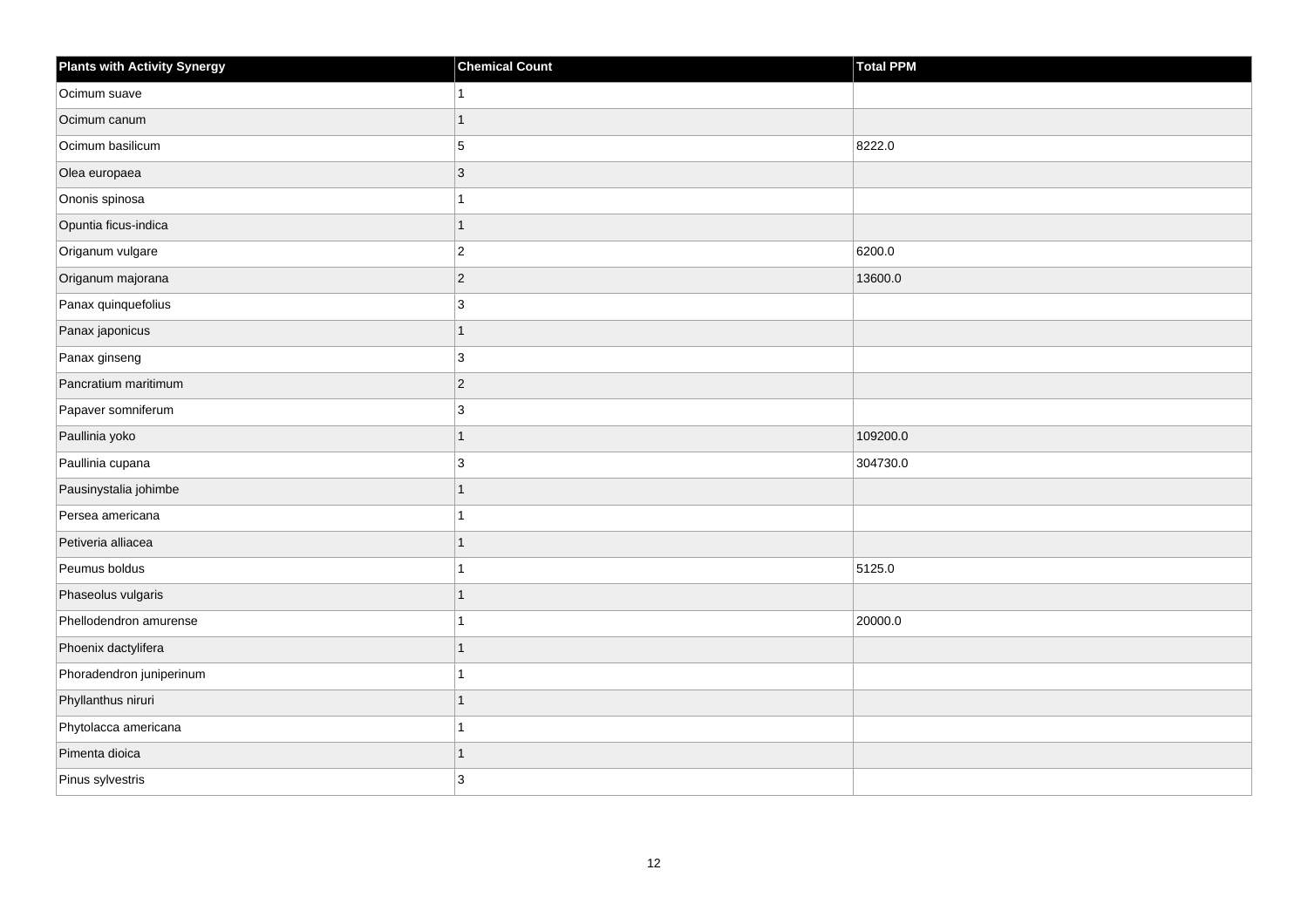| Plants with Activity Synergy | Chemical Count | Total PPM |
| --- | --- | --- |
| Ocimum suave | 1 | |
| Ocimum canum | 1 | |
| Ocimum basilicum | 5 | 8222.0 |
| Olea europaea | 3 | |
| Ononis spinosa | 1 | |
| Opuntia ficus-indica | 1 | |
| Origanum vulgare | 2 | 6200.0 |
| Origanum majorana | 2 | 13600.0 |
| Panax quinquefolius | 3 | |
| Panax japonicus | 1 | |
| Panax ginseng | 3 | |
| Pancratium maritimum | 2 | |
| Papaver somniferum | 3 | |
| Paullinia yoko | 1 | 109200.0 |
| Paullinia cupana | 3 | 304730.0 |
| Pausinystalia johimbe | 1 | |
| Persea americana | 1 | |
| Petiveria alliacea | 1 | |
| Peumus boldus | 1 | 5125.0 |
| Phaseolus vulgaris | 1 | |
| Phellodendron amurense | 1 | 20000.0 |
| Phoenix dactylifera | 1 | |
| Phoradendron juniperinum | 1 | |
| Phyllanthus niruri | 1 | |
| Phytolacca americana | 1 | |
| Pimenta dioica | 1 | |
| Pinus sylvestris | 3 | |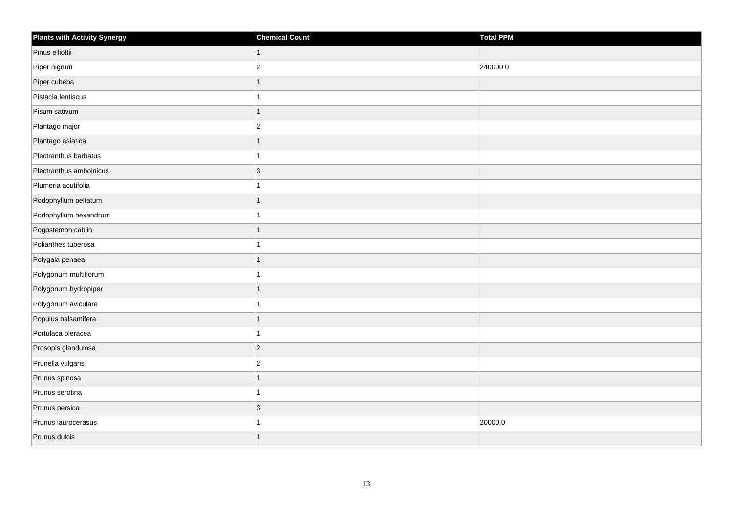| Plants with Activity Synergy | Chemical Count | Total PPM |
| --- | --- | --- |
| Pinus elliottii | 1 | |
| Piper nigrum | 2 | 240000.0 |
| Piper cubeba | 1 | |
| Pistacia lentiscus | 1 | |
| Pisum sativum | 1 | |
| Plantago major | 2 | |
| Plantago asiatica | 1 | |
| Plectranthus barbatus | 1 | |
| Plectranthus amboinicus | 3 | |
| Plumeria acutifolia | 1 | |
| Podophyllum peltatum | 1 | |
| Podophyllum hexandrum | 1 | |
| Pogostemon cablin | 1 | |
| Polianthes tuberosa | 1 | |
| Polygala penaea | 1 | |
| Polygonum multiflorum | 1 | |
| Polygonum hydropiper | 1 | |
| Polygonum aviculare | 1 | |
| Populus balsamifera | 1 | |
| Portulaca oleracea | 1 | |
| Prosopis glandulosa | 2 | |
| Prunella vulgaris | 2 | |
| Prunus spinosa | 1 | |
| Prunus serotina | 1 | |
| Prunus persica | 3 | |
| Prunus laurocerasus | 1 | 20000.0 |
| Prunus dulcis | 1 | |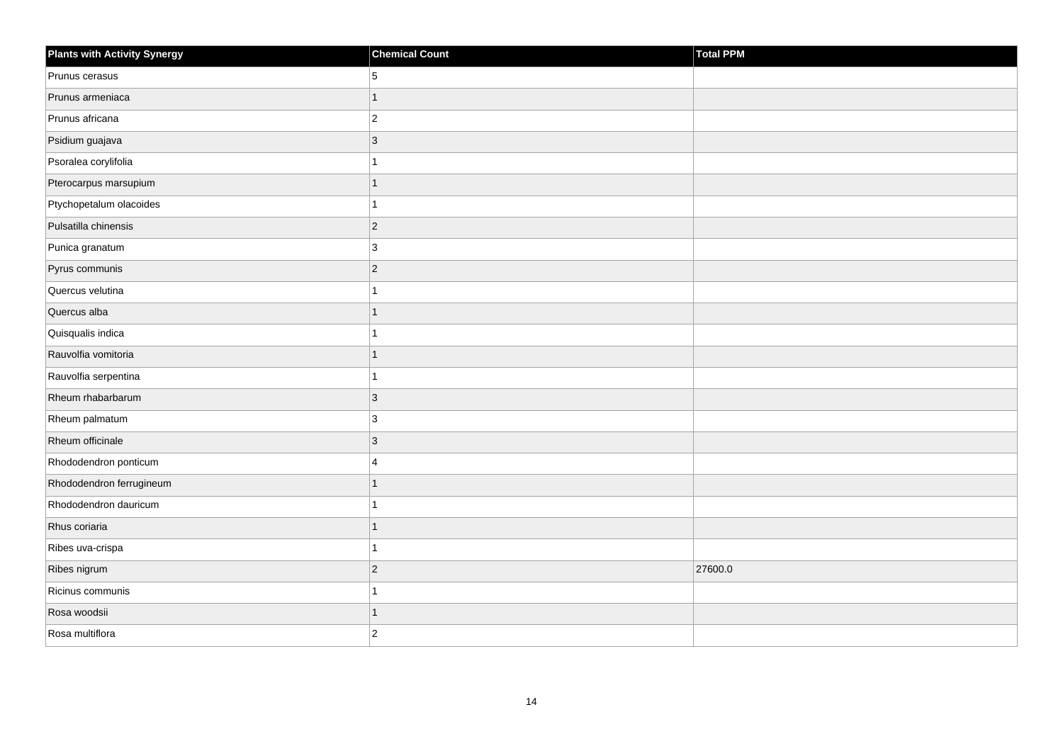| Plants with Activity Synergy | Chemical Count | Total PPM |
| --- | --- | --- |
| Prunus cerasus | 5 | |
| Prunus armeniaca | 1 | |
| Prunus africana | 2 | |
| Psidium guajava | 3 | |
| Psoralea corylifolia | 1 | |
| Pterocarpus marsupium | 1 | |
| Ptychopetalum olacoides | 1 | |
| Pulsatilla chinensis | 2 | |
| Punica granatum | 3 | |
| Pyrus communis | 2 | |
| Quercus velutina | 1 | |
| Quercus alba | 1 | |
| Quisqualis indica | 1 | |
| Rauvolfia vomitoria | 1 | |
| Rauvolfia serpentina | 1 | |
| Rheum rhabarbarum | 3 | |
| Rheum palmatum | 3 | |
| Rheum officinale | 3 | |
| Rhododendron ponticum | 4 | |
| Rhododendron ferrugineum | 1 | |
| Rhododendron dauricum | 1 | |
| Rhus coriaria | 1 | |
| Ribes uva-crispa | 1 | |
| Ribes nigrum | 2 | 27600.0 |
| Ricinus communis | 1 | |
| Rosa woodsii | 1 | |
| Rosa multiflora | 2 | |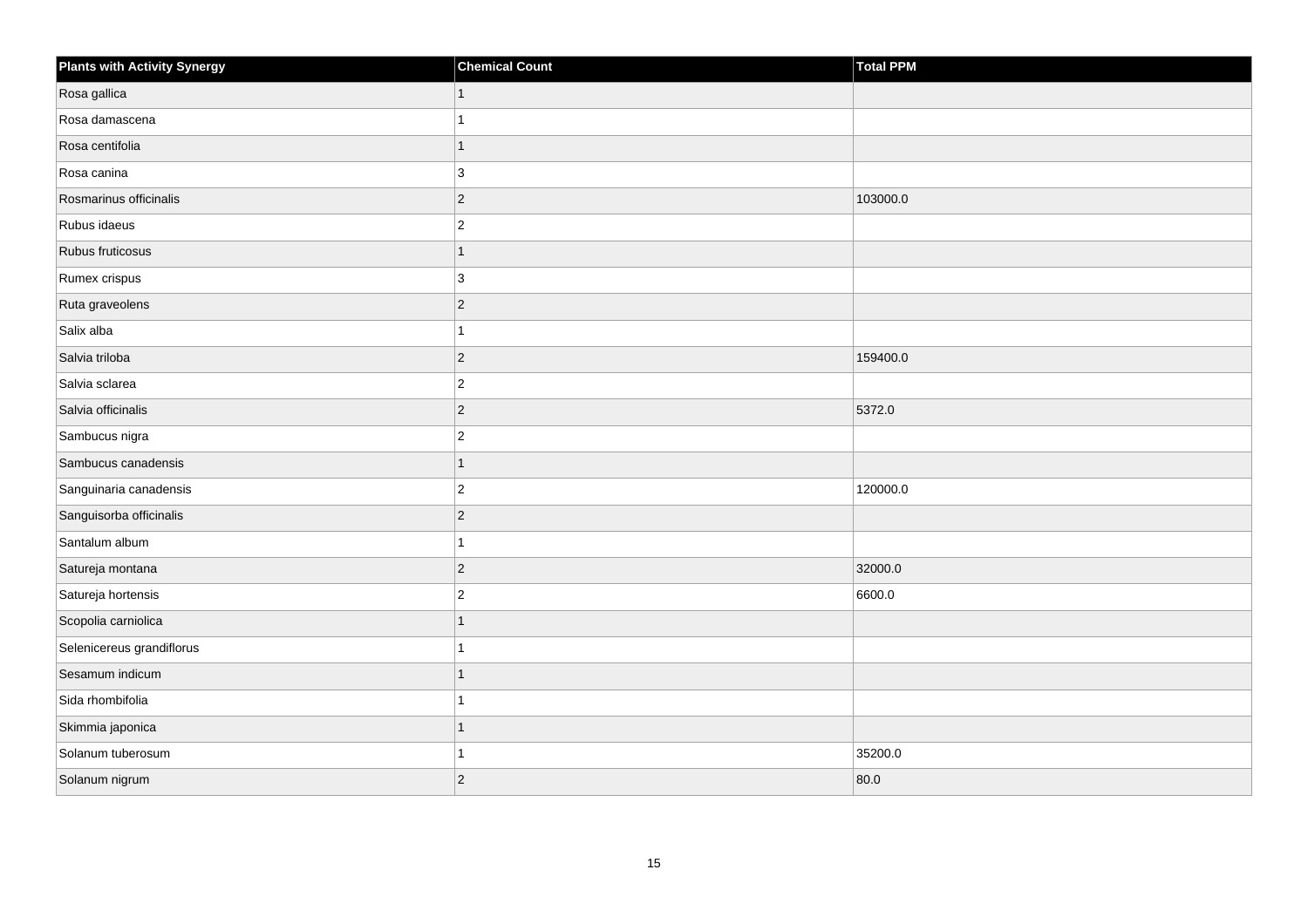| Plants with Activity Synergy | Chemical Count | Total PPM |
| --- | --- | --- |
| Rosa gallica | 1 | |
| Rosa damascena | 1 | |
| Rosa centifolia | 1 | |
| Rosa canina | 3 | |
| Rosmarinus officinalis | 2 | 103000.0 |
| Rubus idaeus | 2 | |
| Rubus fruticosus | 1 | |
| Rumex crispus | 3 | |
| Ruta graveolens | 2 | |
| Salix alba | 1 | |
| Salvia triloba | 2 | 159400.0 |
| Salvia sclarea | 2 | |
| Salvia officinalis | 2 | 5372.0 |
| Sambucus nigra | 2 | |
| Sambucus canadensis | 1 | |
| Sanguinaria canadensis | 2 | 120000.0 |
| Sanguisorba officinalis | 2 | |
| Santalum album | 1 | |
| Satureja montana | 2 | 32000.0 |
| Satureja hortensis | 2 | 6600.0 |
| Scopolia carniolica | 1 | |
| Selenicereus grandiflorus | 1 | |
| Sesamum indicum | 1 | |
| Sida rhombifolia | 1 | |
| Skimmia japonica | 1 | |
| Solanum tuberosum | 1 | 35200.0 |
| Solanum nigrum | 2 | 80.0 |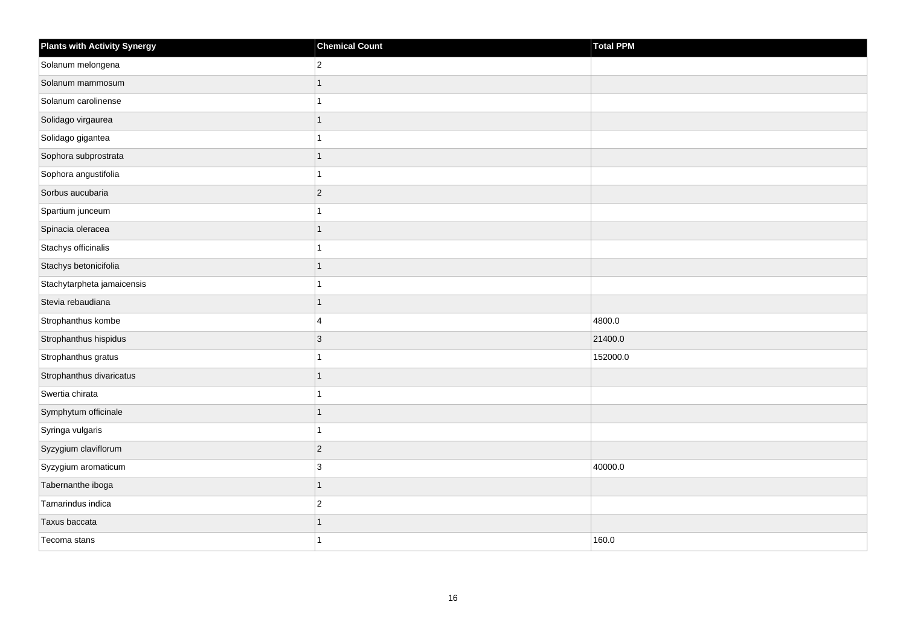| Plants with Activity Synergy | Chemical Count | Total PPM |
| --- | --- | --- |
| Solanum melongena | 2 | |
| Solanum mammosum | 1 | |
| Solanum carolinense | 1 | |
| Solidago virgaurea | 1 | |
| Solidago gigantea | 1 | |
| Sophora subprostrata | 1 | |
| Sophora angustifolia | 1 | |
| Sorbus aucubaria | 2 | |
| Spartium junceum | 1 | |
| Spinacia oleracea | 1 | |
| Stachys officinalis | 1 | |
| Stachys betonicifolia | 1 | |
| Stachytarpheta jamaicensis | 1 | |
| Stevia rebaudiana | 1 | |
| Strophanthus kombe | 4 | 4800.0 |
| Strophanthus hispidus | 3 | 21400.0 |
| Strophanthus gratus | 1 | 152000.0 |
| Strophanthus divaricatus | 1 | |
| Swertia chirata | 1 | |
| Symphytum officinale | 1 | |
| Syringa vulgaris | 1 | |
| Syzygium claviflorum | 2 | |
| Syzygium aromaticum | 3 | 40000.0 |
| Tabernanthe iboga | 1 | |
| Tamarindus indica | 2 | |
| Taxus baccata | 1 | |
| Tecoma stans | 1 | 160.0 |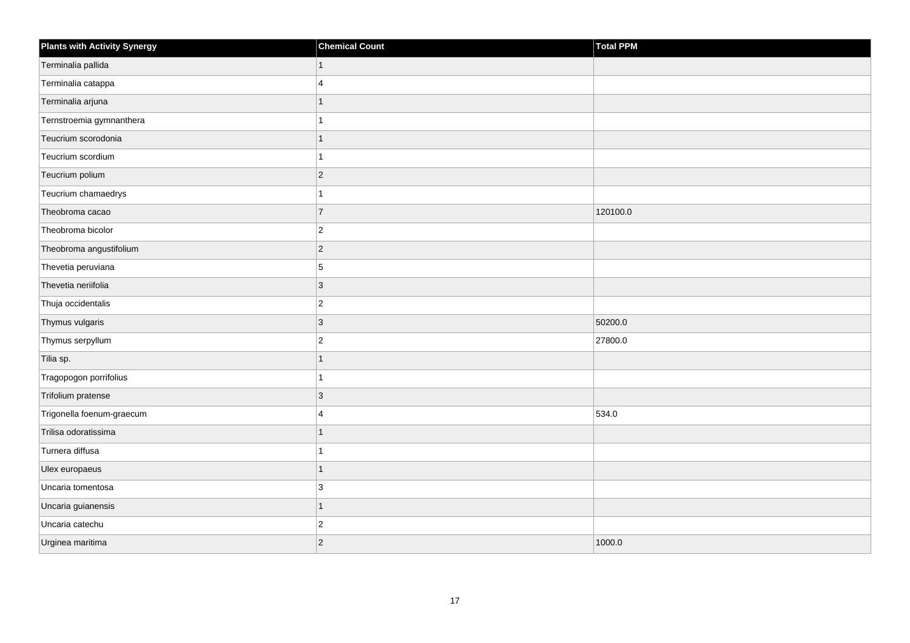| Plants with Activity Synergy | Chemical Count | Total PPM |
| --- | --- | --- |
| Terminalia pallida | 1 | |
| Terminalia catappa | 4 | |
| Terminalia arjuna | 1 | |
| Ternstroemia gymnanthera | 1 | |
| Teucrium scorodonia | 1 | |
| Teucrium scordium | 1 | |
| Teucrium polium | 2 | |
| Teucrium chamaedrys | 1 | |
| Theobroma cacao | 7 | 120100.0 |
| Theobroma bicolor | 2 | |
| Theobroma angustifolium | 2 | |
| Thevetia peruviana | 5 | |
| Thevetia neriifolia | 3 | |
| Thuja occidentalis | 2 | |
| Thymus vulgaris | 3 | 50200.0 |
| Thymus serpyllum | 2 | 27800.0 |
| Tilia sp. | 1 | |
| Tragopogon porrifolius | 1 | |
| Trifolium pratense | 3 | |
| Trigonella foenum-graecum | 4 | 534.0 |
| Trilisa odoratissima | 1 | |
| Turnera diffusa | 1 | |
| Ulex europaeus | 1 | |
| Uncaria tomentosa | 3 | |
| Uncaria guianensis | 1 | |
| Uncaria catechu | 2 | |
| Urginea maritima | 2 | 1000.0 |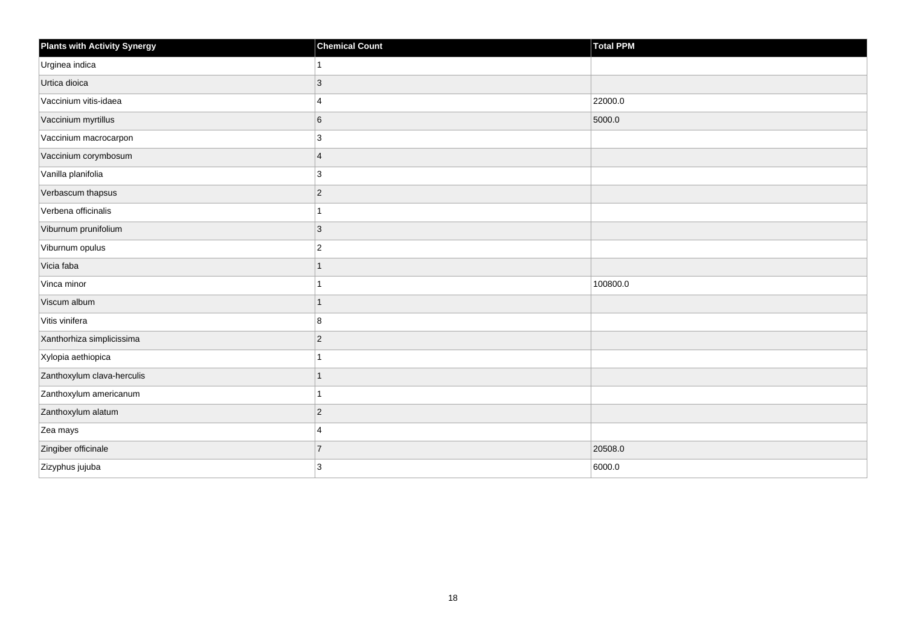| Plants with Activity Synergy | Chemical Count | Total PPM |
| --- | --- | --- |
| Urginea indica | 1 | |
| Urtica dioica | 3 | |
| Vaccinium vitis-idaea | 4 | 22000.0 |
| Vaccinium myrtillus | 6 | 5000.0 |
| Vaccinium macrocarpon | 3 | |
| Vaccinium corymbosum | 4 | |
| Vanilla planifolia | 3 | |
| Verbascum thapsus | 2 | |
| Verbena officinalis | 1 | |
| Viburnum prunifolium | 3 | |
| Viburnum opulus | 2 | |
| Vicia faba | 1 | |
| Vinca minor | 1 | 100800.0 |
| Viscum album | 1 | |
| Vitis vinifera | 8 | |
| Xanthorhiza simplicissima | 2 | |
| Xylopia aethiopica | 1 | |
| Zanthoxylum clava-herculis | 1 | |
| Zanthoxylum americanum | 1 | |
| Zanthoxylum alatum | 2 | |
| Zea mays | 4 | |
| Zingiber officinale | 7 | 20508.0 |
| Zizyphus jujuba | 3 | 6000.0 |